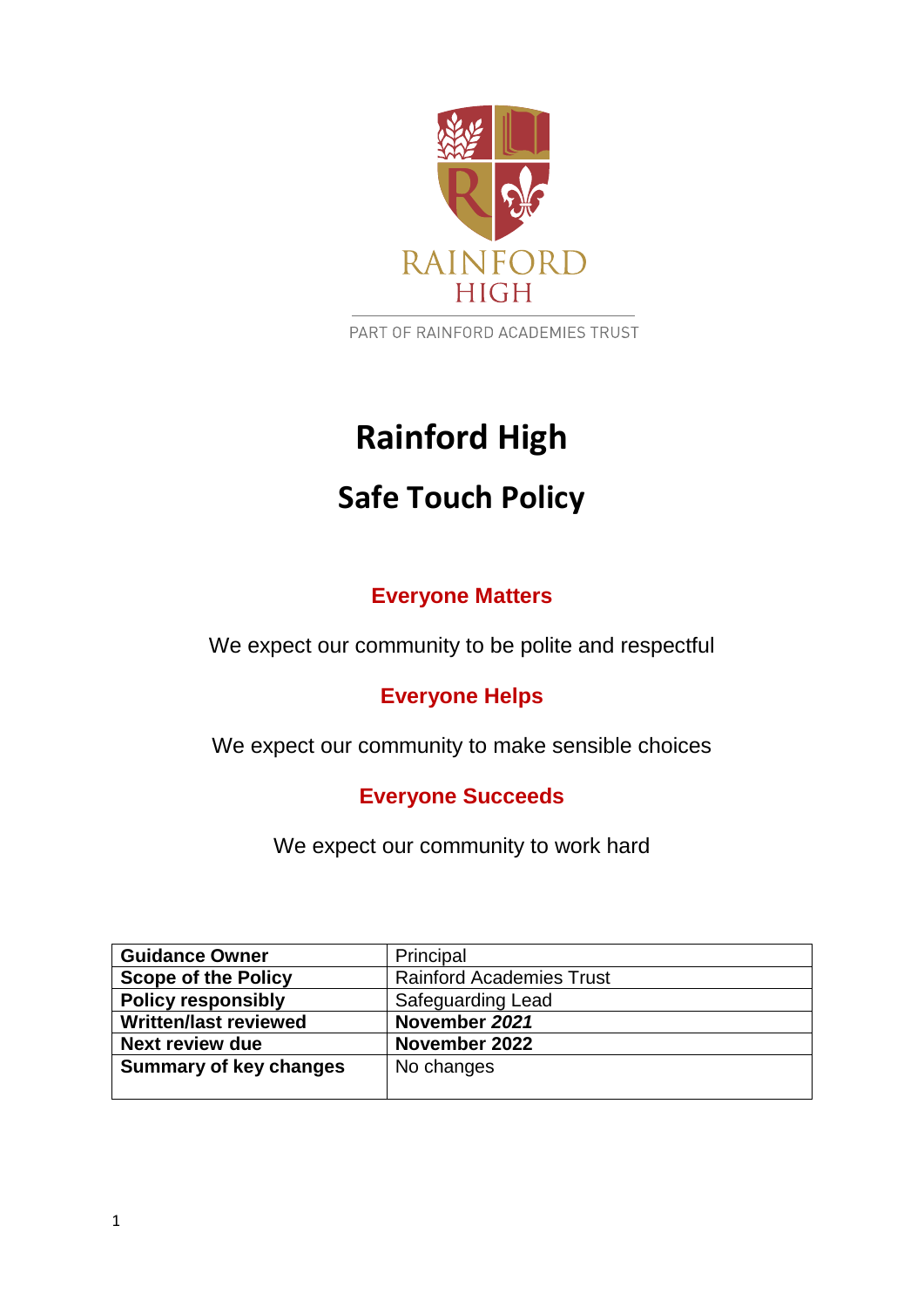RAINFORD
HIGH

PART OF RAINFORD ACADEMIES TRUST

# Rainford High

## Safe Touch Policy

### Everyone Matters

We expect our community to be polite and respectful

### Everyone Helps

We expect our community to make sensible choices

### Everyone Succeeds

We expect our community to work hard

| **Guidance Owner** | Principal |
|---|---|
| **Scope of the Policy** | Rainford Academies Trust |
| **Policy responsibly** | Safeguarding Lead |
| **Written/last reviewed** | **November *2021*** |
| **Next review due** | **November 2022** |
| **Summary of key changes** | No changes |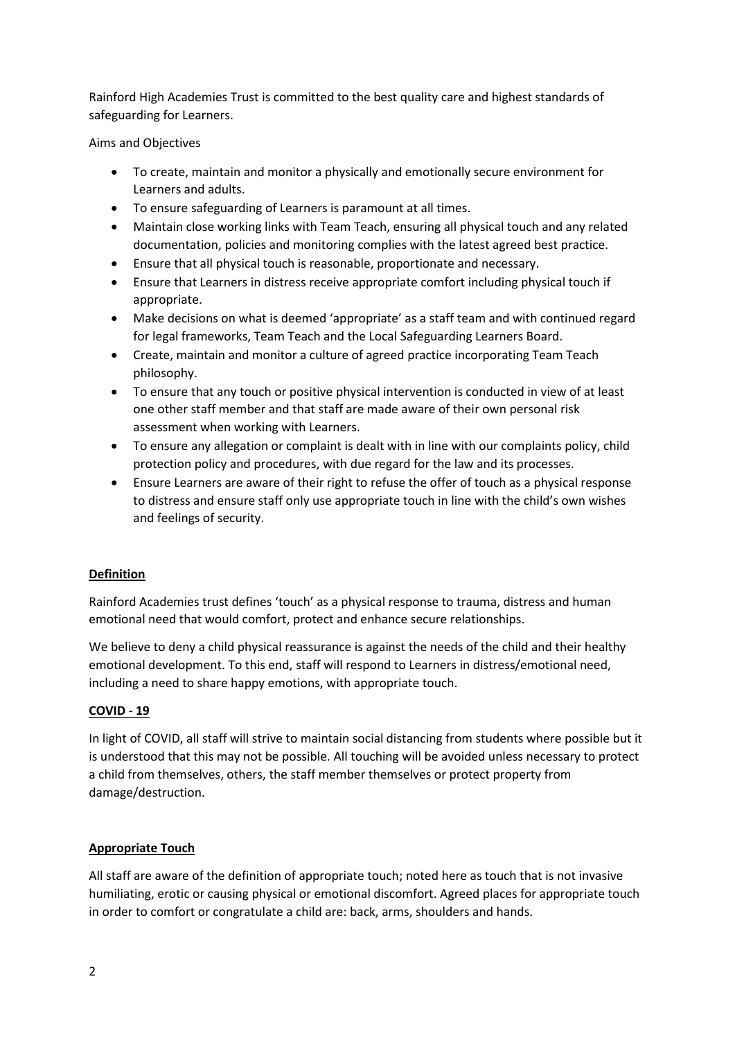Rainford High Academies Trust is committed to the best quality care and highest standards of safeguarding for Learners.

Aims and Objectives

- To create, maintain and monitor a physically and emotionally secure environment for Learners and adults.
- To ensure safeguarding of Learners is paramount at all times.
- Maintain close working links with Team Teach, ensuring all physical touch and any related documentation, policies and monitoring complies with the latest agreed best practice.
- Ensure that all physical touch is reasonable, proportionate and necessary.
- Ensure that Learners in distress receive appropriate comfort including physical touch if appropriate.
- Make decisions on what is deemed 'appropriate' as a staff team and with continued regard for legal frameworks, Team Teach and the Local Safeguarding Learners Board.
- Create, maintain and monitor a culture of agreed practice incorporating Team Teach philosophy.
- To ensure that any touch or positive physical intervention is conducted in view of at least one other staff member and that staff are made aware of their own personal risk assessment when working with Learners.
- To ensure any allegation or complaint is dealt with in line with our complaints policy, child protection policy and procedures, with due regard for the law and its processes.
- Ensure Learners are aware of their right to refuse the offer of touch as a physical response to distress and ensure staff only use appropriate touch in line with the child's own wishes and feelings of security.

**Definition**

Rainford Academies trust defines 'touch' as a physical response to trauma, distress and human emotional need that would comfort, protect and enhance secure relationships.

We believe to deny a child physical reassurance is against the needs of the child and their healthy emotional development. To this end, staff will respond to Learners in distress/emotional need, including a need to share happy emotions, with appropriate touch.

**COVID - 19**

In light of COVID, all staff will strive to maintain social distancing from students where possible but it is understood that this may not be possible. All touching will be avoided unless necessary to protect a child from themselves, others, the staff member themselves or protect property from damage/destruction.

**Appropriate Touch**

All staff are aware of the definition of appropriate touch; noted here as touch that is not invasive humiliating, erotic or causing physical or emotional discomfort. Agreed places for appropriate touch in order to comfort or congratulate a child are: back, arms, shoulders and hands.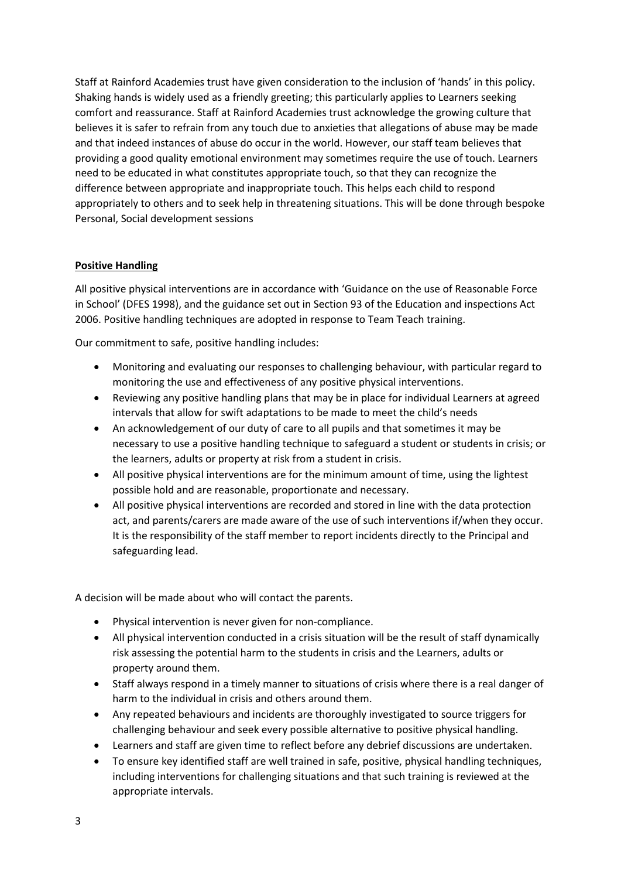Staff at Rainford Academies trust have given consideration to the inclusion of 'hands' in this policy. Shaking hands is widely used as a friendly greeting; this particularly applies to Learners seeking comfort and reassurance. Staff at Rainford Academies trust acknowledge the growing culture that believes it is safer to refrain from any touch due to anxieties that allegations of abuse may be made and that indeed instances of abuse do occur in the world. However, our staff team believes that providing a good quality emotional environment may sometimes require the use of touch. Learners need to be educated in what constitutes appropriate touch, so that they can recognize the difference between appropriate and inappropriate touch. This helps each child to respond appropriately to others and to seek help in threatening situations. This will be done through bespoke Personal, Social development sessions

**Positive Handling**

All positive physical interventions are in accordance with 'Guidance on the use of Reasonable Force in School' (DFES 1998), and the guidance set out in Section 93 of the Education and inspections Act 2006. Positive handling techniques are adopted in response to Team Teach training.

Our commitment to safe, positive handling includes:

- Monitoring and evaluating our responses to challenging behaviour, with particular regard to monitoring the use and effectiveness of any positive physical interventions.
- Reviewing any positive handling plans that may be in place for individual Learners at agreed intervals that allow for swift adaptations to be made to meet the child's needs
- An acknowledgement of our duty of care to all pupils and that sometimes it may be necessary to use a positive handling technique to safeguard a student or students in crisis; or the learners, adults or property at risk from a student in crisis.
- All positive physical interventions are for the minimum amount of time, using the lightest possible hold and are reasonable, proportionate and necessary.
- All positive physical interventions are recorded and stored in line with the data protection act, and parents/carers are made aware of the use of such interventions if/when they occur. It is the responsibility of the staff member to report incidents directly to the Principal and safeguarding lead.

A decision will be made about who will contact the parents.

- Physical intervention is never given for non-compliance.
- All physical intervention conducted in a crisis situation will be the result of staff dynamically risk assessing the potential harm to the students in crisis and the Learners, adults or property around them.
- Staff always respond in a timely manner to situations of crisis where there is a real danger of harm to the individual in crisis and others around them.
- Any repeated behaviours and incidents are thoroughly investigated to source triggers for challenging behaviour and seek every possible alternative to positive physical handling.
- Learners and staff are given time to reflect before any debrief discussions are undertaken.
- To ensure key identified staff are well trained in safe, positive, physical handling techniques, including interventions for challenging situations and that such training is reviewed at the appropriate intervals.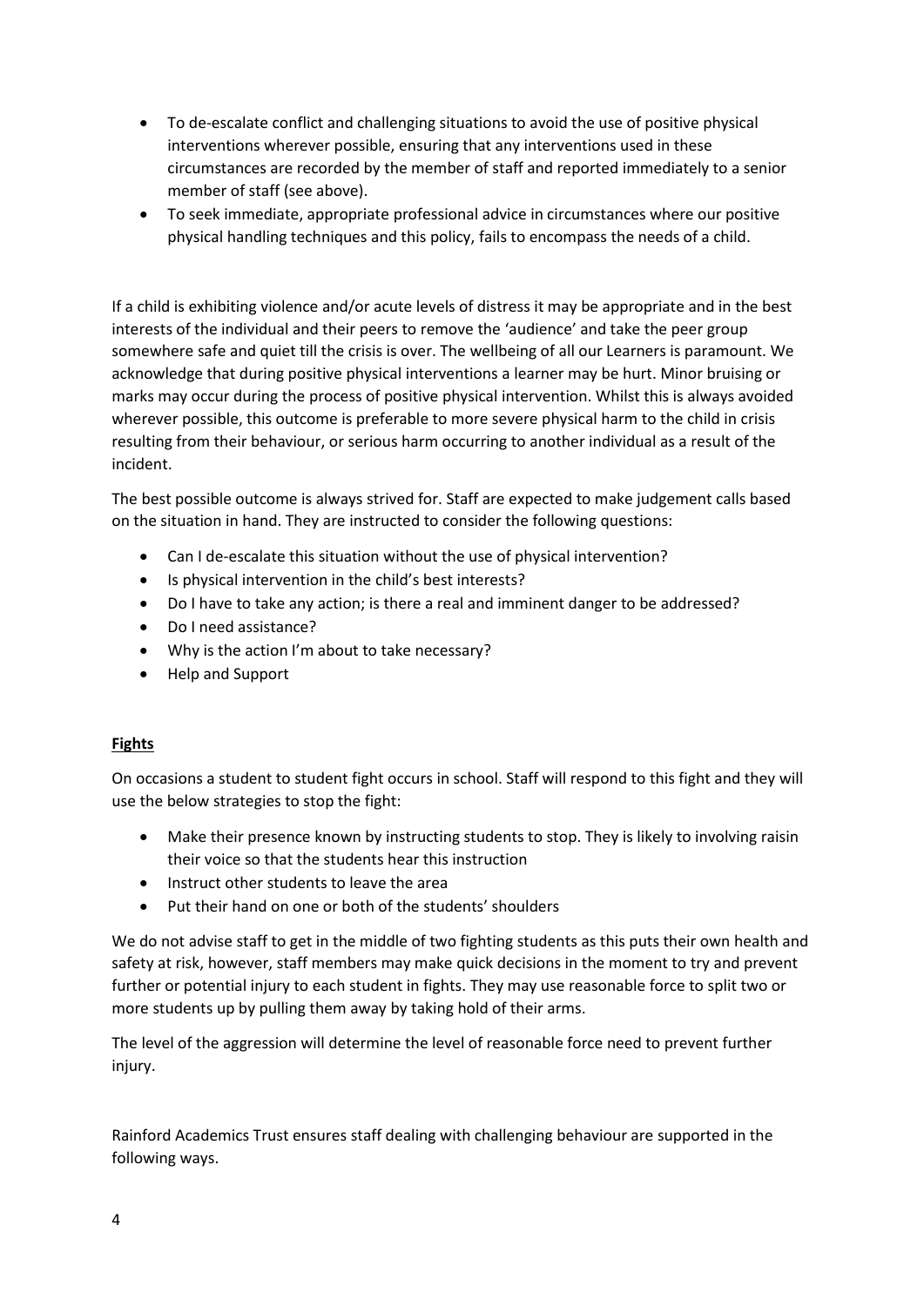- To de-escalate conflict and challenging situations to avoid the use of positive physical interventions wherever possible, ensuring that any interventions used in these circumstances are recorded by the member of staff and reported immediately to a senior member of staff (see above).
- To seek immediate, appropriate professional advice in circumstances where our positive physical handling techniques and this policy, fails to encompass the needs of a child.

If a child is exhibiting violence and/or acute levels of distress it may be appropriate and in the best interests of the individual and their peers to remove the 'audience' and take the peer group somewhere safe and quiet till the crisis is over. The wellbeing of all our Learners is paramount. We acknowledge that during positive physical interventions a learner may be hurt. Minor bruising or marks may occur during the process of positive physical intervention. Whilst this is always avoided wherever possible, this outcome is preferable to more severe physical harm to the child in crisis resulting from their behaviour, or serious harm occurring to another individual as a result of the incident.

The best possible outcome is always strived for. Staff are expected to make judgement calls based on the situation in hand. They are instructed to consider the following questions:

- Can I de-escalate this situation without the use of physical intervention?
- Is physical intervention in the child's best interests?
- Do I have to take any action; is there a real and imminent danger to be addressed?
- Do I need assistance?
- Why is the action I'm about to take necessary?
- Help and Support

**Fights**

On occasions a student to student fight occurs in school. Staff will respond to this fight and they will use the below strategies to stop the fight:

- Make their presence known by instructing students to stop. They is likely to involving raisin their voice so that the students hear this instruction
- Instruct other students to leave the area
- Put their hand on one or both of the students' shoulders

We do not advise staff to get in the middle of two fighting students as this puts their own health and safety at risk, however, staff members may make quick decisions in the moment to try and prevent further or potential injury to each student in fights. They may use reasonable force to split two or more students up by pulling them away by taking hold of their arms.

The level of the aggression will determine the level of reasonable force need to prevent further injury.

Rainford Academics Trust ensures staff dealing with challenging behaviour are supported in the following ways.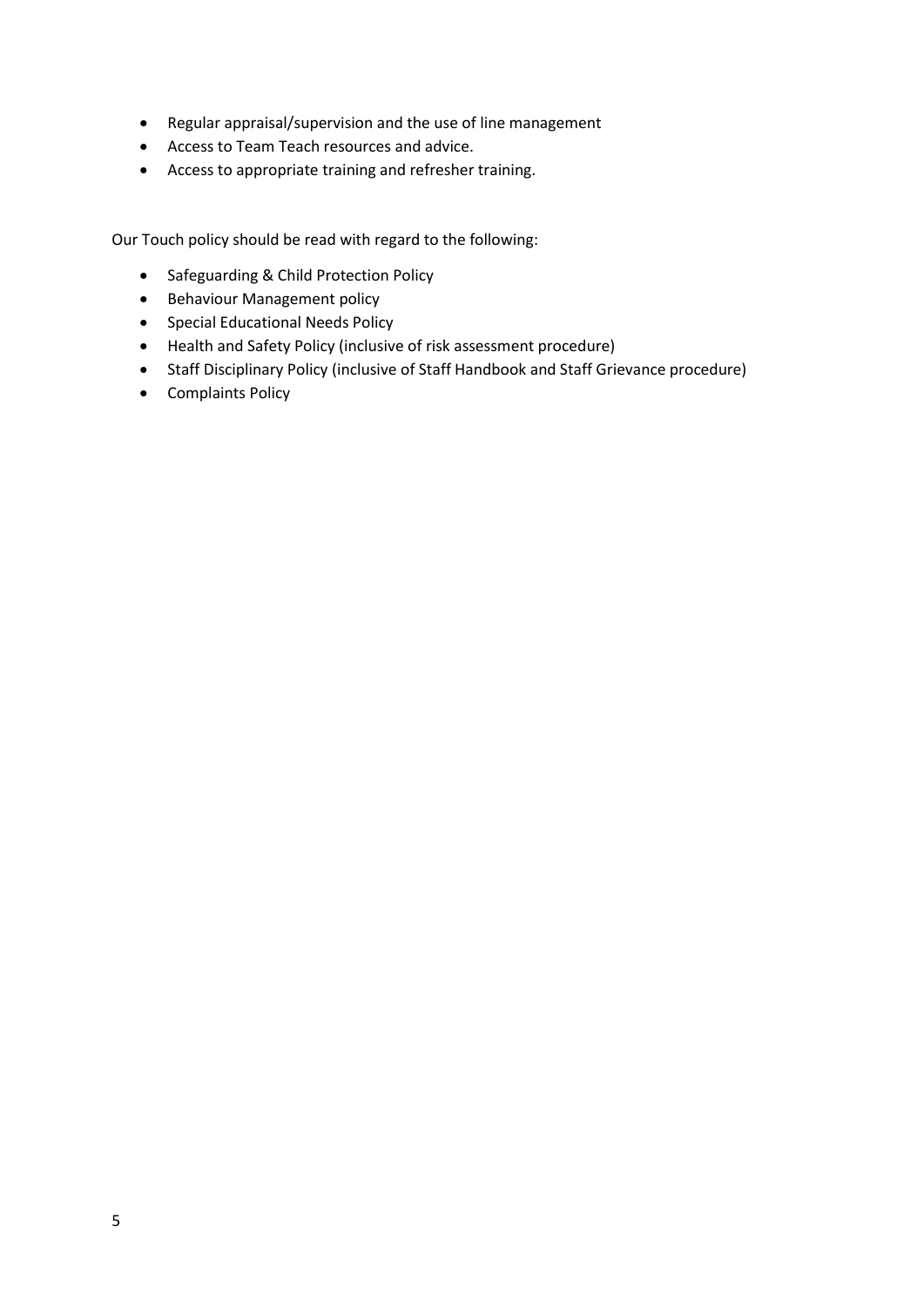- Regular appraisal/supervision and the use of line management
- Access to Team Teach resources and advice.
- Access to appropriate training and refresher training.

Our Touch policy should be read with regard to the following:

- Safeguarding & Child Protection Policy
- Behaviour Management policy
- Special Educational Needs Policy
- Health and Safety Policy (inclusive of risk assessment procedure)
- Staff Disciplinary Policy (inclusive of Staff Handbook and Staff Grievance procedure)
- Complaints Policy